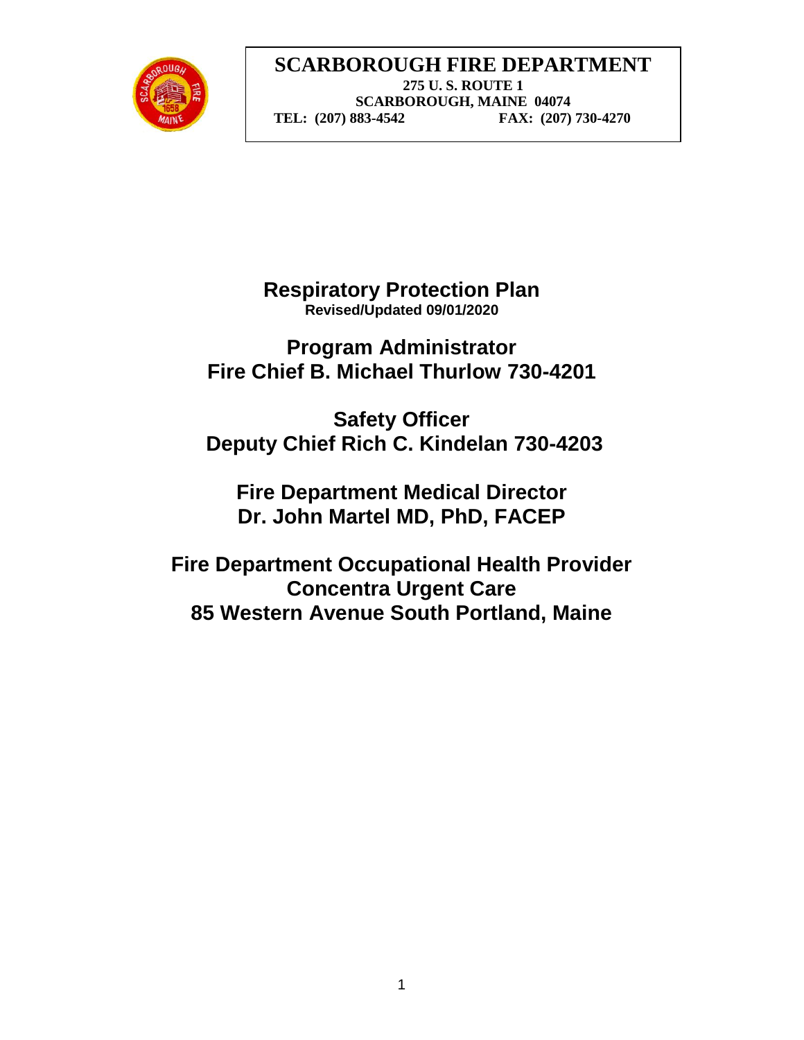# SCARBOROUGH FIRE DEPARTMENT

**275 U. S. ROUTE 1**
**SCARBOROUGH, MAINE 04074**
**TEL: (207) 883-4542 FAX: (207) 730-4270**

## Respiratory Protection Plan

**Revised/Updated 09/01/2020**

**Program Administrator**
**Fire Chief B. Michael Thurlow 730-4201**

**Safety Officer**
**Deputy Chief Rich C. Kindelan 730-4203**

**Fire Department Medical Director**
**Dr. John Martel MD, PhD, FACEP**

**Fire Department Occupational Health Provider**
**Concentra Urgent Care**
**85 Western Avenue South Portland, Maine**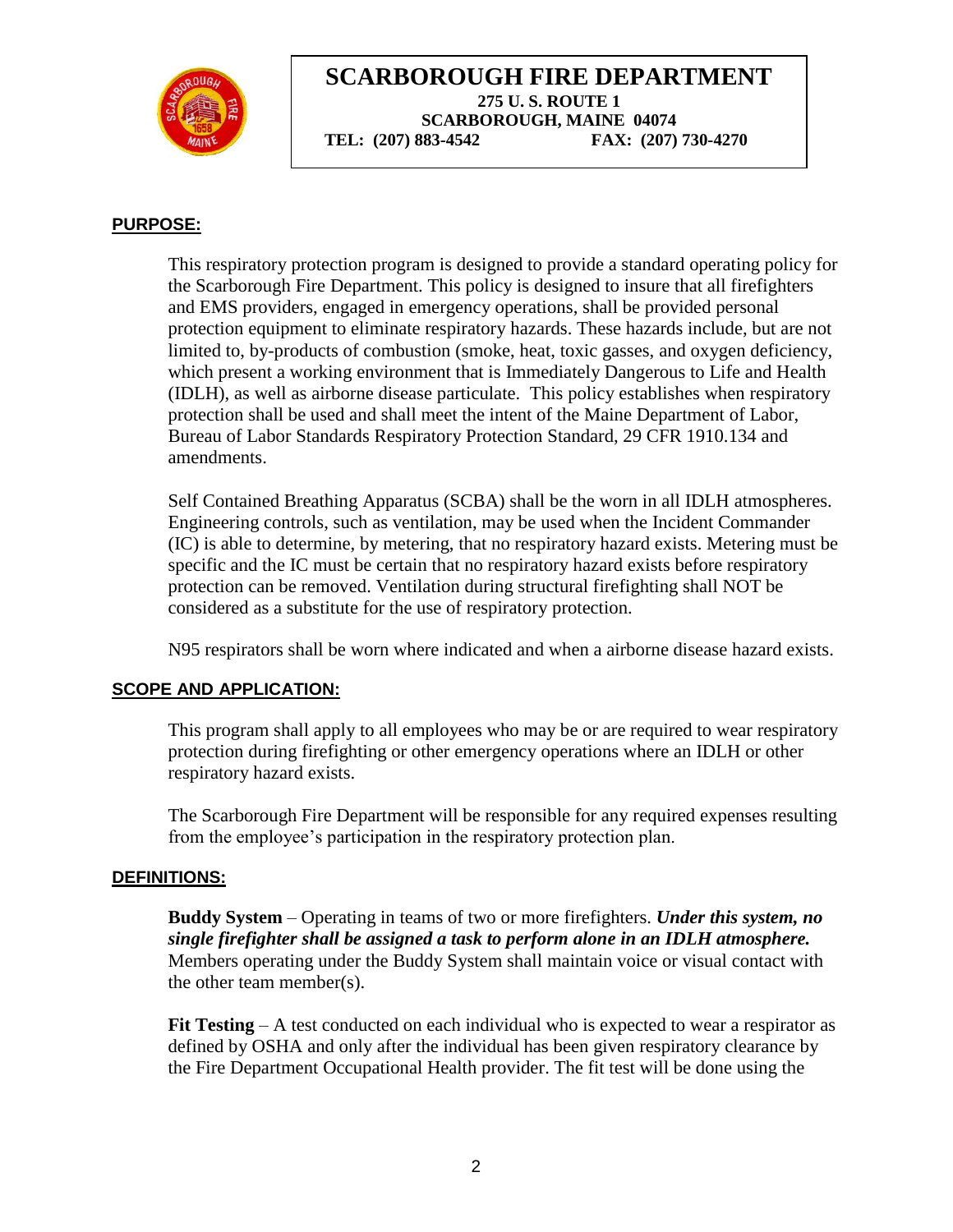# SCARBOROUGH FIRE DEPARTMENT

**275 U. S. ROUTE 1**
**SCARBOROUGH, MAINE 04074**
**TEL: (207) 883-4542 FAX: (207) 730-4270**

## PURPOSE:

This respiratory protection program is designed to provide a standard operating policy for the Scarborough Fire Department. This policy is designed to insure that all firefighters and EMS providers, engaged in emergency operations, shall be provided personal protection equipment to eliminate respiratory hazards. These hazards include, but are not limited to, by-products of combustion (smoke, heat, toxic gasses, and oxygen deficiency, which present a working environment that is Immediately Dangerous to Life and Health (IDLH), as well as airborne disease particulate. This policy establishes when respiratory protection shall be used and shall meet the intent of the Maine Department of Labor, Bureau of Labor Standards Respiratory Protection Standard, 29 CFR 1910.134 and amendments.

Self Contained Breathing Apparatus (SCBA) shall be the worn in all IDLH atmospheres. Engineering controls, such as ventilation, may be used when the Incident Commander (IC) is able to determine, by metering, that no respiratory hazard exists. Metering must be specific and the IC must be certain that no respiratory hazard exists before respiratory protection can be removed. Ventilation during structural firefighting shall NOT be considered as a substitute for the use of respiratory protection.

N95 respirators shall be worn where indicated and when a airborne disease hazard exists.

## SCOPE AND APPLICATION:

This program shall apply to all employees who may be or are required to wear respiratory protection during firefighting or other emergency operations where an IDLH or other respiratory hazard exists.

The Scarborough Fire Department will be responsible for any required expenses resulting from the employee's participation in the respiratory protection plan.

## DEFINITIONS:

**Buddy System** – Operating in teams of two or more firefighters. ***Under this system, no single firefighter shall be assigned a task to perform alone in an IDLH atmosphere.*** Members operating under the Buddy System shall maintain voice or visual contact with the other team member(s).

**Fit Testing** – A test conducted on each individual who is expected to wear a respirator as defined by OSHA and only after the individual has been given respiratory clearance by the Fire Department Occupational Health provider. The fit test will be done using the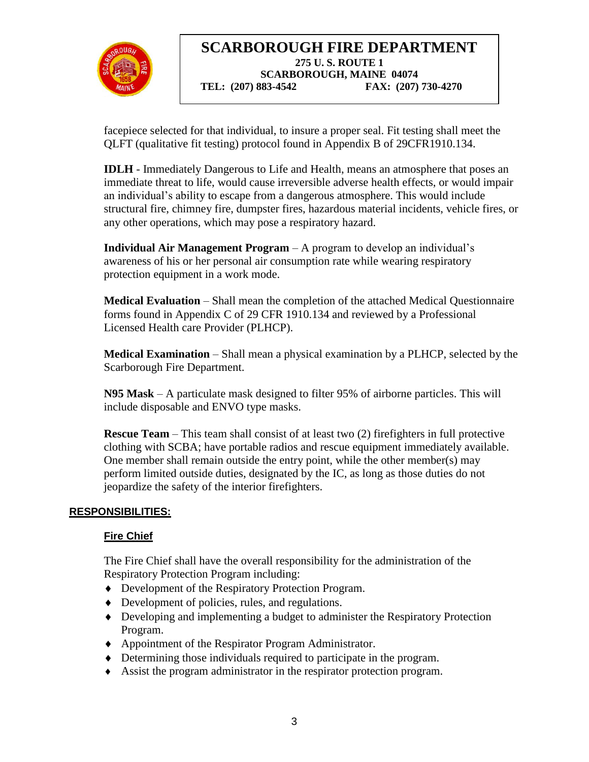facepiece selected for that individual, to insure a proper seal. Fit testing shall meet the QLFT (qualitative fit testing) protocol found in Appendix B of 29CFR1910.134.

**IDLH** - Immediately Dangerous to Life and Health, means an atmosphere that poses an immediate threat to life, would cause irreversible adverse health effects, or would impair an individual's ability to escape from a dangerous atmosphere. This would include structural fire, chimney fire, dumpster fires, hazardous material incidents, vehicle fires, or any other operations, which may pose a respiratory hazard.

**Individual Air Management Program** – A program to develop an individual's awareness of his or her personal air consumption rate while wearing respiratory protection equipment in a work mode.

**Medical Evaluation** – Shall mean the completion of the attached Medical Questionnaire forms found in Appendix C of 29 CFR 1910.134 and reviewed by a Professional Licensed Health care Provider (PLHCP).

**Medical Examination** – Shall mean a physical examination by a PLHCP, selected by the Scarborough Fire Department.

**N95 Mask** – A particulate mask designed to filter 95% of airborne particles. This will include disposable and ENVO type masks.

**Rescue Team** – This team shall consist of at least two (2) firefighters in full protective clothing with SCBA; have portable radios and rescue equipment immediately available. One member shall remain outside the entry point, while the other member(s) may perform limited outside duties, designated by the IC, as long as those duties do not jeopardize the safety of the interior firefighters.

## RESPONSIBILITIES:

### Fire Chief

The Fire Chief shall have the overall responsibility for the administration of the Respiratory Protection Program including:

- Development of the Respiratory Protection Program.
- Development of policies, rules, and regulations.
- Developing and implementing a budget to administer the Respiratory Protection Program.
- Appointment of the Respirator Program Administrator.
- Determining those individuals required to participate in the program.
- Assist the program administrator in the respirator protection program.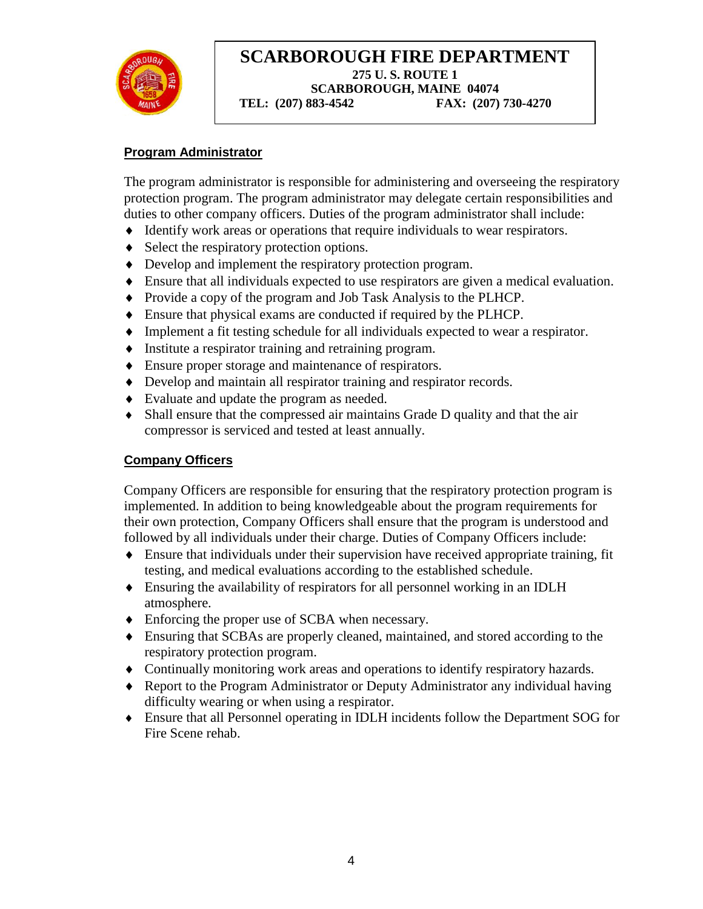# SCARBOROUGH FIRE DEPARTMENT

**275 U. S. ROUTE 1**
**SCARBOROUGH, MAINE 04074**
**TEL: (207) 883-4542 FAX: (207) 730-4270**

## Program Administrator

The program administrator is responsible for administering and overseeing the respiratory protection program. The program administrator may delegate certain responsibilities and duties to other company officers. Duties of the program administrator shall include:

- Identify work areas or operations that require individuals to wear respirators.
- Select the respiratory protection options.
- Develop and implement the respiratory protection program.
- Ensure that all individuals expected to use respirators are given a medical evaluation.
- Provide a copy of the program and Job Task Analysis to the PLHCP.
- Ensure that physical exams are conducted if required by the PLHCP.
- Implement a fit testing schedule for all individuals expected to wear a respirator.
- Institute a respirator training and retraining program.
- Ensure proper storage and maintenance of respirators.
- Develop and maintain all respirator training and respirator records.
- Evaluate and update the program as needed.
- Shall ensure that the compressed air maintains Grade D quality and that the air compressor is serviced and tested at least annually.

## Company Officers

Company Officers are responsible for ensuring that the respiratory protection program is implemented. In addition to being knowledgeable about the program requirements for their own protection, Company Officers shall ensure that the program is understood and followed by all individuals under their charge. Duties of Company Officers include:

- Ensure that individuals under their supervision have received appropriate training, fit testing, and medical evaluations according to the established schedule.
- Ensuring the availability of respirators for all personnel working in an IDLH atmosphere.
- Enforcing the proper use of SCBA when necessary.
- Ensuring that SCBAs are properly cleaned, maintained, and stored according to the respiratory protection program.
- Continually monitoring work areas and operations to identify respiratory hazards.
- Report to the Program Administrator or Deputy Administrator any individual having difficulty wearing or when using a respirator.
- Ensure that all Personnel operating in IDLH incidents follow the Department SOG for Fire Scene rehab.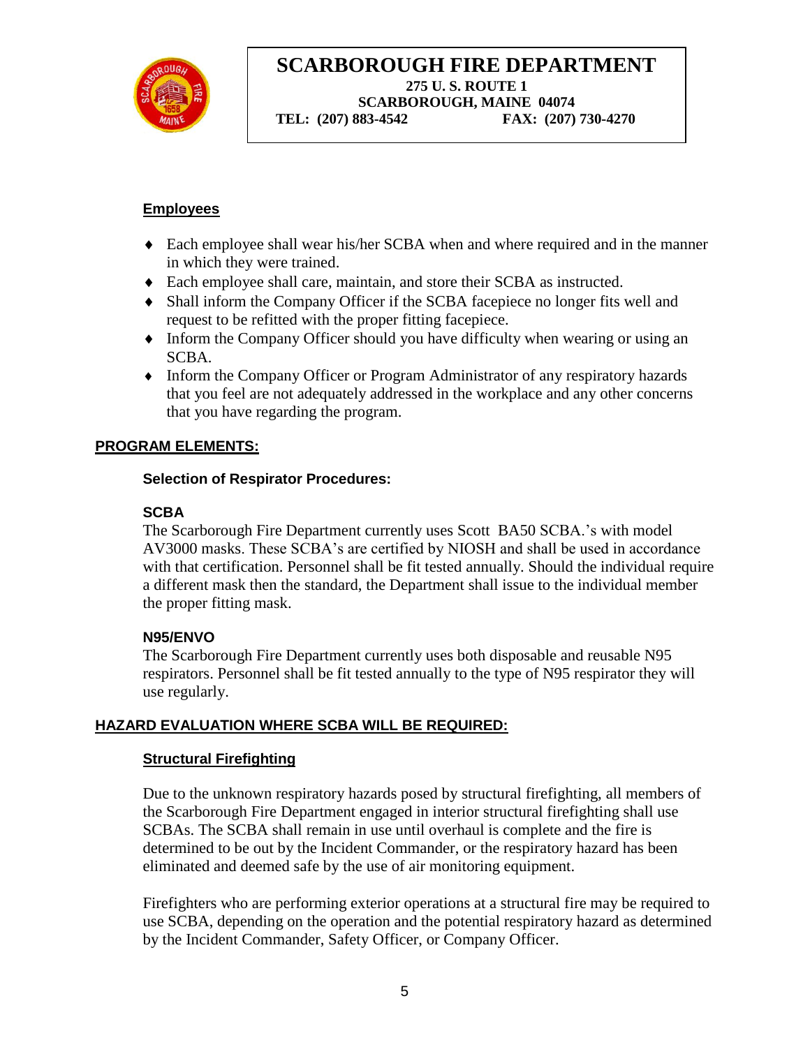## Employees

- Each employee shall wear his/her SCBA when and where required and in the manner in which they were trained.
- Each employee shall care, maintain, and store their SCBA as instructed.
- Shall inform the Company Officer if the SCBA facepiece no longer fits well and request to be refitted with the proper fitting facepiece.
- Inform the Company Officer should you have difficulty when wearing or using an SCBA.
- Inform the Company Officer or Program Administrator of any respiratory hazards that you feel are not adequately addressed in the workplace and any other concerns that you have regarding the program.

## PROGRAM ELEMENTS:

### Selection of Respirator Procedures:

**SCBA**

The Scarborough Fire Department currently uses Scott BA50 SCBA.'s with model AV3000 masks. These SCBA's are certified by NIOSH and shall be used in accordance with that certification. Personnel shall be fit tested annually. Should the individual require a different mask then the standard, the Department shall issue to the individual member the proper fitting mask.

**N95/ENVO**

The Scarborough Fire Department currently uses both disposable and reusable N95 respirators. Personnel shall be fit tested annually to the type of N95 respirator they will use regularly.

## HAZARD EVALUATION WHERE SCBA WILL BE REQUIRED:

### Structural Firefighting

Due to the unknown respiratory hazards posed by structural firefighting, all members of the Scarborough Fire Department engaged in interior structural firefighting shall use SCBAs. The SCBA shall remain in use until overhaul is complete and the fire is determined to be out by the Incident Commander, or the respiratory hazard has been eliminated and deemed safe by the use of air monitoring equipment.

Firefighters who are performing exterior operations at a structural fire may be required to use SCBA, depending on the operation and the potential respiratory hazard as determined by the Incident Commander, Safety Officer, or Company Officer.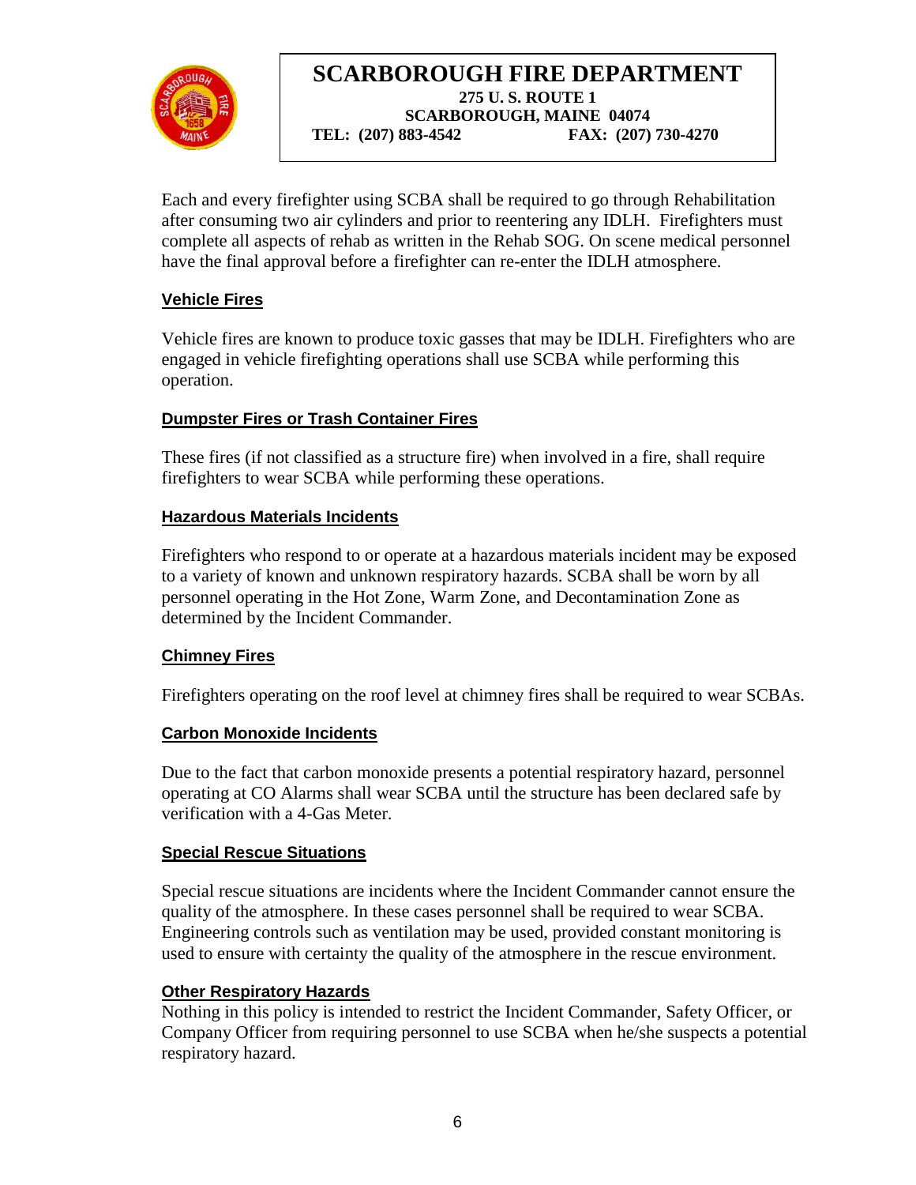Each and every firefighter using SCBA shall be required to go through Rehabilitation after consuming two air cylinders and prior to reentering any IDLH. Firefighters must complete all aspects of rehab as written in the Rehab SOG. On scene medical personnel have the final approval before a firefighter can re-enter the IDLH atmosphere.

## Vehicle Fires

Vehicle fires are known to produce toxic gasses that may be IDLH. Firefighters who are engaged in vehicle firefighting operations shall use SCBA while performing this operation.

## Dumpster Fires or Trash Container Fires

These fires (if not classified as a structure fire) when involved in a fire, shall require firefighters to wear SCBA while performing these operations.

## Hazardous Materials Incidents

Firefighters who respond to or operate at a hazardous materials incident may be exposed to a variety of known and unknown respiratory hazards. SCBA shall be worn by all personnel operating in the Hot Zone, Warm Zone, and Decontamination Zone as determined by the Incident Commander.

## Chimney Fires

Firefighters operating on the roof level at chimney fires shall be required to wear SCBAs.

## Carbon Monoxide Incidents

Due to the fact that carbon monoxide presents a potential respiratory hazard, personnel operating at CO Alarms shall wear SCBA until the structure has been declared safe by verification with a 4-Gas Meter.

## Special Rescue Situations

Special rescue situations are incidents where the Incident Commander cannot ensure the quality of the atmosphere. In these cases personnel shall be required to wear SCBA. Engineering controls such as ventilation may be used, provided constant monitoring is used to ensure with certainty the quality of the atmosphere in the rescue environment.

## Other Respiratory Hazards

Nothing in this policy is intended to restrict the Incident Commander, Safety Officer, or Company Officer from requiring personnel to use SCBA when he/she suspects a potential respiratory hazard.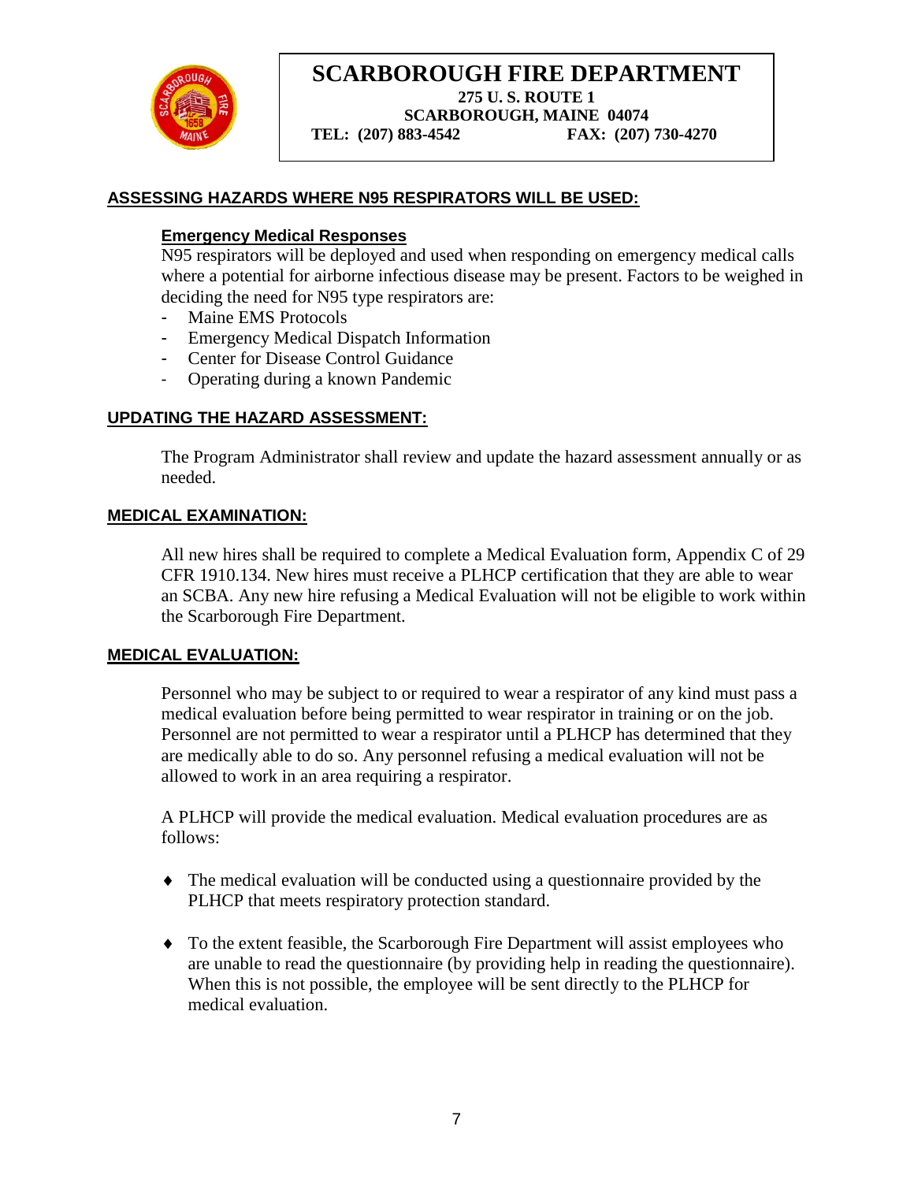# SCARBOROUGH FIRE DEPARTMENT

**275 U. S. ROUTE 1**
**SCARBOROUGH, MAINE 04074**
**TEL: (207) 883-4542 FAX: (207) 730-4270**

## ASSESSING HAZARDS WHERE N95 RESPIRATORS WILL BE USED:

### Emergency Medical Responses

N95 respirators will be deployed and used when responding on emergency medical calls where a potential for airborne infectious disease may be present. Factors to be weighed in deciding the need for N95 type respirators are:

- Maine EMS Protocols
- Emergency Medical Dispatch Information
- Center for Disease Control Guidance
- Operating during a known Pandemic

## UPDATING THE HAZARD ASSESSMENT:

The Program Administrator shall review and update the hazard assessment annually or as needed.

## MEDICAL EXAMINATION:

All new hires shall be required to complete a Medical Evaluation form, Appendix C of 29 CFR 1910.134. New hires must receive a PLHCP certification that they are able to wear an SCBA. Any new hire refusing a Medical Evaluation will not be eligible to work within the Scarborough Fire Department.

## MEDICAL EVALUATION:

Personnel who may be subject to or required to wear a respirator of any kind must pass a medical evaluation before being permitted to wear respirator in training or on the job. Personnel are not permitted to wear a respirator until a PLHCP has determined that they are medically able to do so. Any personnel refusing a medical evaluation will not be allowed to work in an area requiring a respirator.

A PLHCP will provide the medical evaluation. Medical evaluation procedures are as follows:

- The medical evaluation will be conducted using a questionnaire provided by the PLHCP that meets respiratory protection standard.
- To the extent feasible, the Scarborough Fire Department will assist employees who are unable to read the questionnaire (by providing help in reading the questionnaire). When this is not possible, the employee will be sent directly to the PLHCP for medical evaluation.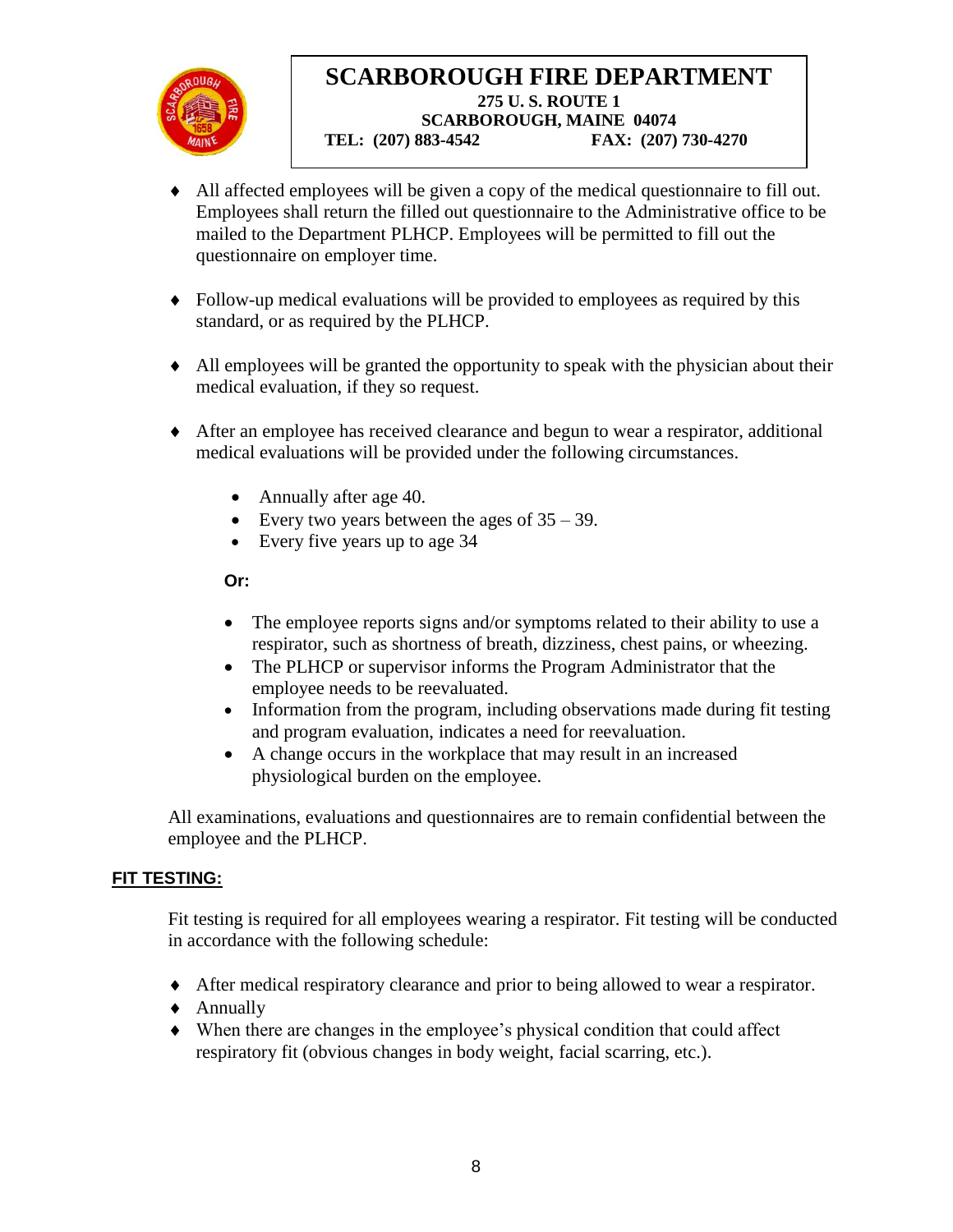- All affected employees will be given a copy of the medical questionnaire to fill out. Employees shall return the filled out questionnaire to the Administrative office to be mailed to the Department PLHCP. Employees will be permitted to fill out the questionnaire on employer time.

- Follow-up medical evaluations will be provided to employees as required by this standard, or as required by the PLHCP.

- All employees will be granted the opportunity to speak with the physician about their medical evaluation, if they so request.

- After an employee has received clearance and begun to wear a respirator, additional medical evaluations will be provided under the following circumstances.

  - Annually after age 40.
  - Every two years between the ages of 35 – 39.
  - Every five years up to age 34

  **Or:**

  - The employee reports signs and/or symptoms related to their ability to use a respirator, such as shortness of breath, dizziness, chest pains, or wheezing.
  - The PLHCP or supervisor informs the Program Administrator that the employee needs to be reevaluated.
  - Information from the program, including observations made during fit testing and program evaluation, indicates a need for reevaluation.
  - A change occurs in the workplace that may result in an increased physiological burden on the employee.

All examinations, evaluations and questionnaires are to remain confidential between the employee and the PLHCP.

## FIT TESTING:

Fit testing is required for all employees wearing a respirator. Fit testing will be conducted in accordance with the following schedule:

- After medical respiratory clearance and prior to being allowed to wear a respirator.
- Annually
- When there are changes in the employee's physical condition that could affect respiratory fit (obvious changes in body weight, facial scarring, etc.).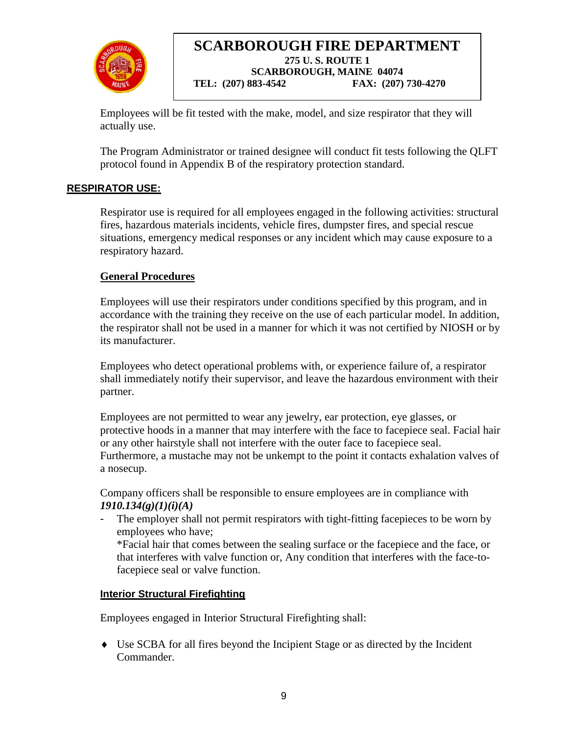Employees will be fit tested with the make, model, and size respirator that they will actually use.

The Program Administrator or trained designee will conduct fit tests following the QLFT protocol found in Appendix B of the respiratory protection standard.

## RESPIRATOR USE:

Respirator use is required for all employees engaged in the following activities: structural fires, hazardous materials incidents, vehicle fires, dumpster fires, and special rescue situations, emergency medical responses or any incident which may cause exposure to a respiratory hazard.

### General Procedures

Employees will use their respirators under conditions specified by this program, and in accordance with the training they receive on the use of each particular model. In addition, the respirator shall not be used in a manner for which it was not certified by NIOSH or by its manufacturer.

Employees who detect operational problems with, or experience failure of, a respirator shall immediately notify their supervisor, and leave the hazardous environment with their partner.

Employees are not permitted to wear any jewelry, ear protection, eye glasses, or protective hoods in a manner that may interfere with the face to facepiece seal. Facial hair or any other hairstyle shall not interfere with the outer face to facepiece seal. Furthermore, a mustache may not be unkempt to the point it contacts exhalation valves of a nosecup.

Company officers shall be responsible to ensure employees are in compliance with ***1910.134(g)(1)(i)(A)***

- The employer shall not permit respirators with tight-fitting facepieces to be worn by employees who have;
  *Facial hair that comes between the sealing surface or the facepiece and the face, or that interferes with valve function or, Any condition that interferes with the face-to-facepiece seal or valve function.

### Interior Structural Firefighting

Employees engaged in Interior Structural Firefighting shall:

- Use SCBA for all fires beyond the Incipient Stage or as directed by the Incident Commander.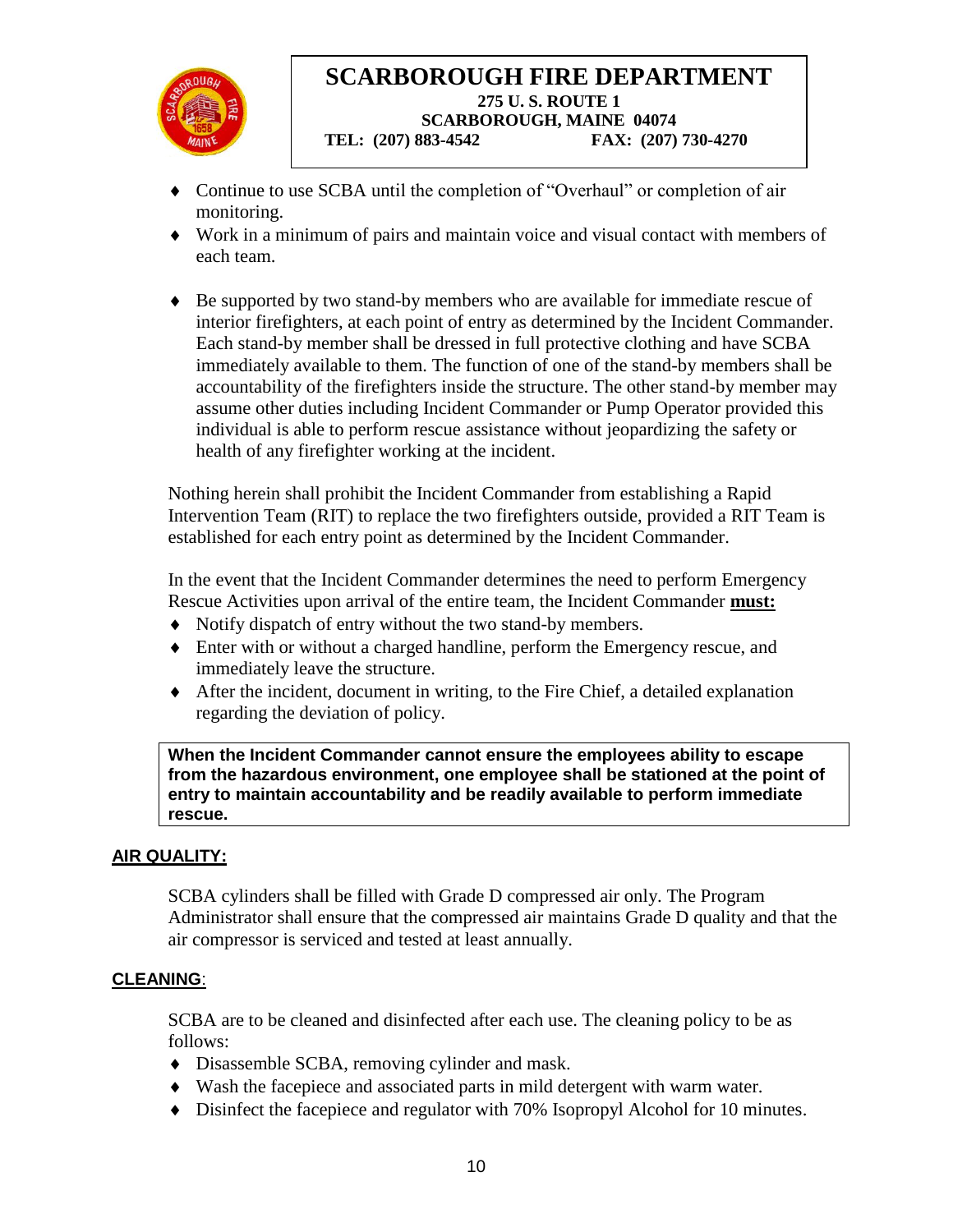- Continue to use SCBA until the completion of "Overhaul" or completion of air monitoring.
- Work in a minimum of pairs and maintain voice and visual contact with members of each team.

- Be supported by two stand-by members who are available for immediate rescue of interior firefighters, at each point of entry as determined by the Incident Commander. Each stand-by member shall be dressed in full protective clothing and have SCBA immediately available to them. The function of one of the stand-by members shall be accountability of the firefighters inside the structure. The other stand-by member may assume other duties including Incident Commander or Pump Operator provided this individual is able to perform rescue assistance without jeopardizing the safety or health of any firefighter working at the incident.

Nothing herein shall prohibit the Incident Commander from establishing a Rapid Intervention Team (RIT) to replace the two firefighters outside, provided a RIT Team is established for each entry point as determined by the Incident Commander.

In the event that the Incident Commander determines the need to perform Emergency Rescue Activities upon arrival of the entire team, the Incident Commander **must:**

- Notify dispatch of entry without the two stand-by members.
- Enter with or without a charged handline, perform the Emergency rescue, and immediately leave the structure.
- After the incident, document in writing, to the Fire Chief, a detailed explanation regarding the deviation of policy.

**When the Incident Commander cannot ensure the employees ability to escape from the hazardous environment, one employee shall be stationed at the point of entry to maintain accountability and be readily available to perform immediate rescue.**

## AIR QUALITY:

SCBA cylinders shall be filled with Grade D compressed air only. The Program Administrator shall ensure that the compressed air maintains Grade D quality and that the air compressor is serviced and tested at least annually.

## CLEANING:

SCBA are to be cleaned and disinfected after each use. The cleaning policy to be as follows:

- Disassemble SCBA, removing cylinder and mask.
- Wash the facepiece and associated parts in mild detergent with warm water.
- Disinfect the facepiece and regulator with 70% Isopropyl Alcohol for 10 minutes.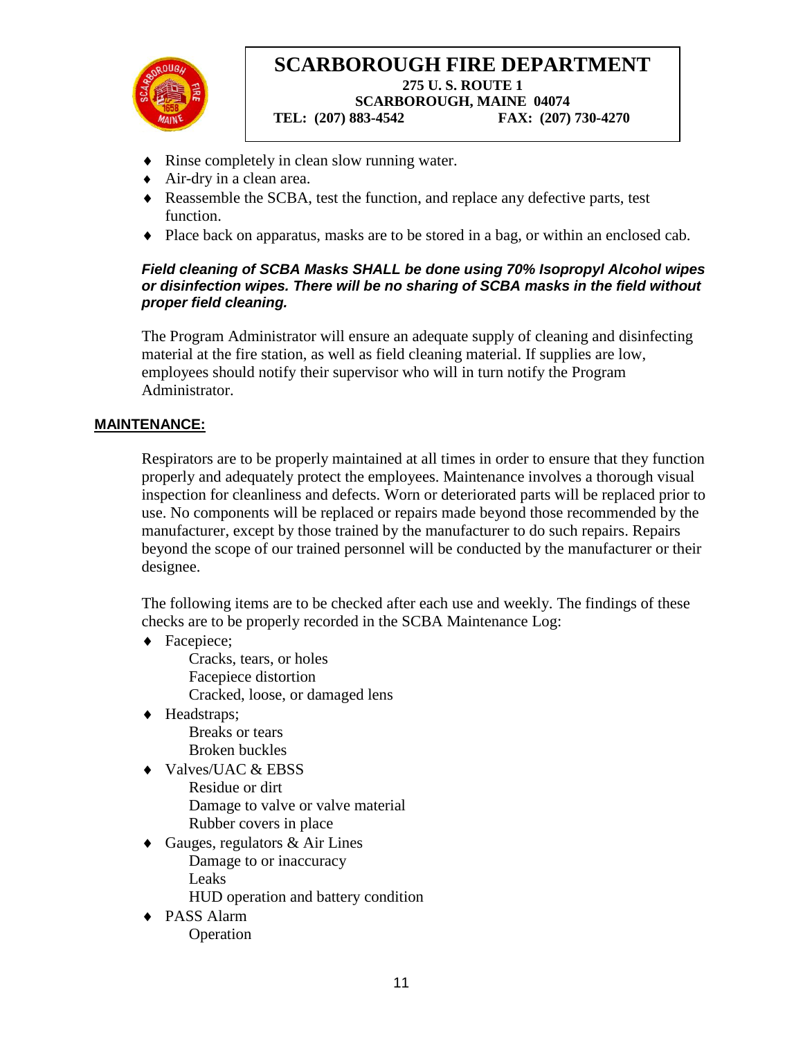- Rinse completely in clean slow running water.
- Air-dry in a clean area.
- Reassemble the SCBA, test the function, and replace any defective parts, test function.
- Place back on apparatus, masks are to be stored in a bag, or within an enclosed cab.

***Field cleaning of SCBA Masks SHALL be done using 70% Isopropyl Alcohol wipes or disinfection wipes. There will be no sharing of SCBA masks in the field without proper field cleaning.***

The Program Administrator will ensure an adequate supply of cleaning and disinfecting material at the fire station, as well as field cleaning material. If supplies are low, employees should notify their supervisor who will in turn notify the Program Administrator.

## MAINTENANCE:

Respirators are to be properly maintained at all times in order to ensure that they function properly and adequately protect the employees. Maintenance involves a thorough visual inspection for cleanliness and defects. Worn or deteriorated parts will be replaced prior to use. No components will be replaced or repairs made beyond those recommended by the manufacturer, except by those trained by the manufacturer to do such repairs. Repairs beyond the scope of our trained personnel will be conducted by the manufacturer or their designee.

The following items are to be checked after each use and weekly. The findings of these checks are to be properly recorded in the SCBA Maintenance Log:

- Facepiece;
  - Cracks, tears, or holes
  - Facepiece distortion
  - Cracked, loose, or damaged lens
- Headstraps;
  - Breaks or tears
  - Broken buckles
- Valves/UAC & EBSS
  - Residue or dirt
  - Damage to valve or valve material
  - Rubber covers in place
- Gauges, regulators & Air Lines
  - Damage to or inaccuracy
  - Leaks
  - HUD operation and battery condition
- PASS Alarm
  - Operation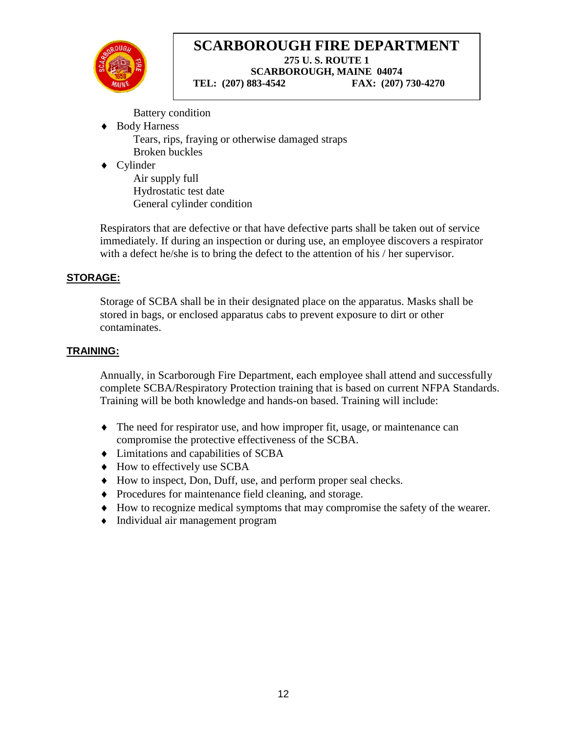Battery condition

- Body Harness
  - Tears, rips, fraying or otherwise damaged straps
  - Broken buckles
- Cylinder
  - Air supply full
  - Hydrostatic test date
  - General cylinder condition

Respirators that are defective or that have defective parts shall be taken out of service immediately. If during an inspection or during use, an employee discovers a respirator with a defect he/she is to bring the defect to the attention of his / her supervisor.

## STORAGE:

Storage of SCBA shall be in their designated place on the apparatus. Masks shall be stored in bags, or enclosed apparatus cabs to prevent exposure to dirt or other contaminates.

## TRAINING:

Annually, in Scarborough Fire Department, each employee shall attend and successfully complete SCBA/Respiratory Protection training that is based on current NFPA Standards. Training will be both knowledge and hands-on based. Training will include:

- The need for respirator use, and how improper fit, usage, or maintenance can compromise the protective effectiveness of the SCBA.
- Limitations and capabilities of SCBA
- How to effectively use SCBA
- How to inspect, Don, Duff, use, and perform proper seal checks.
- Procedures for maintenance field cleaning, and storage.
- How to recognize medical symptoms that may compromise the safety of the wearer.
- Individual air management program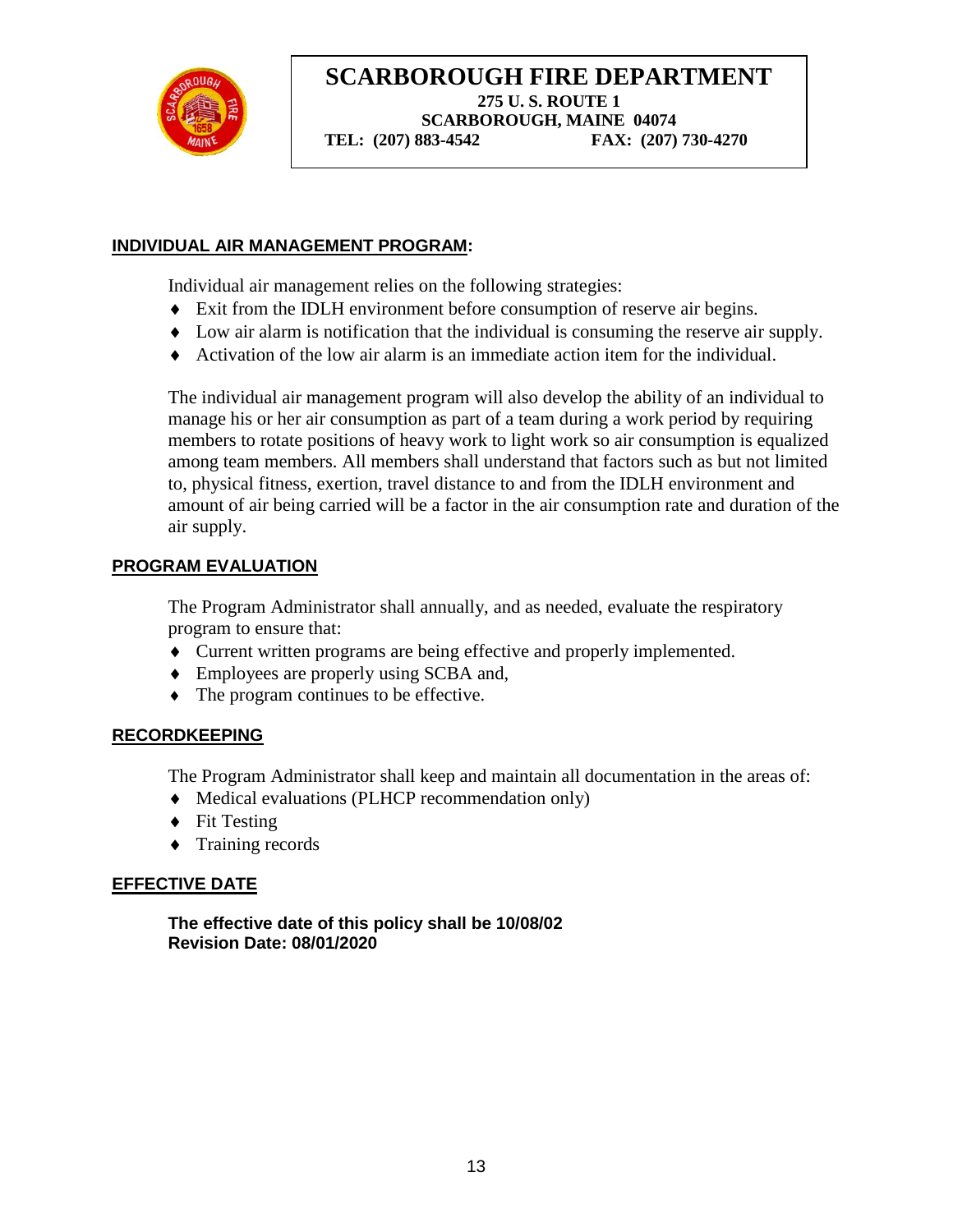# SCARBOROUGH FIRE DEPARTMENT

**275 U. S. ROUTE 1**
**SCARBOROUGH, MAINE 04074**
**TEL: (207) 883-4542 FAX: (207) 730-4270**

## INDIVIDUAL AIR MANAGEMENT PROGRAM:

Individual air management relies on the following strategies:

- Exit from the IDLH environment before consumption of reserve air begins.
- Low air alarm is notification that the individual is consuming the reserve air supply.
- Activation of the low air alarm is an immediate action item for the individual.

The individual air management program will also develop the ability of an individual to manage his or her air consumption as part of a team during a work period by requiring members to rotate positions of heavy work to light work so air consumption is equalized among team members. All members shall understand that factors such as but not limited to, physical fitness, exertion, travel distance to and from the IDLH environment and amount of air being carried will be a factor in the air consumption rate and duration of the air supply.

## PROGRAM EVALUATION

The Program Administrator shall annually, and as needed, evaluate the respiratory program to ensure that:

- Current written programs are being effective and properly implemented.
- Employees are properly using SCBA and,
- The program continues to be effective.

## RECORDKEEPING

The Program Administrator shall keep and maintain all documentation in the areas of:

- Medical evaluations (PLHCP recommendation only)
- Fit Testing
- Training records

## EFFECTIVE DATE

**The effective date of this policy shall be 10/08/02**
**Revision Date: 08/01/2020**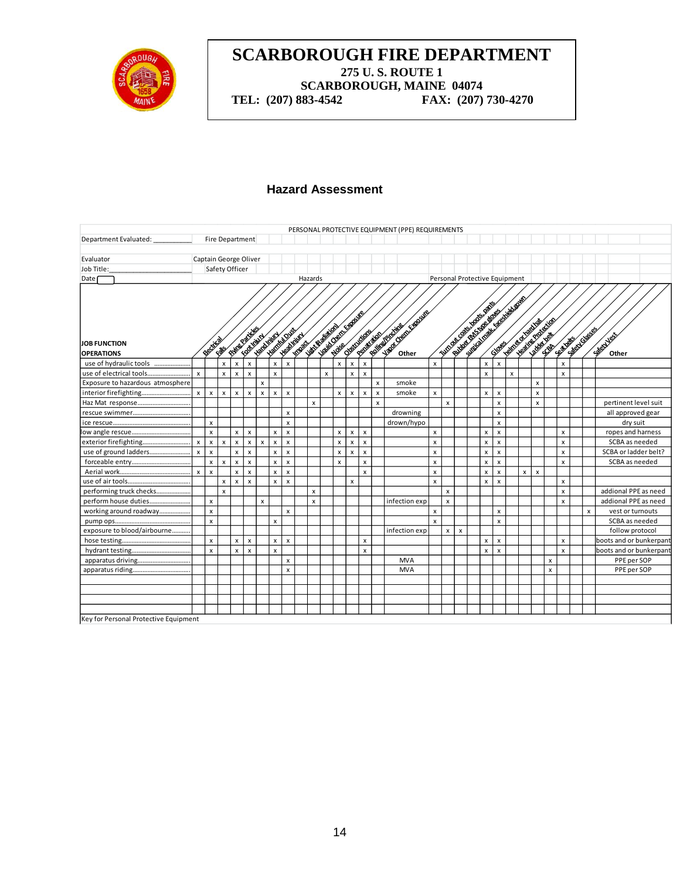# SCARBOROUGH FIRE DEPARTMENT

**275 U. S. ROUTE 1**
**SCARBOROUGH, MAINE 04074**
**TEL: (207) 883-4542 FAX: (207) 730-4270**

## Hazard Assessment

PERSONAL PROTECTIVE EQUIPMENT (PPE) REQUIREMENTS

Department Evaluated: Fire Department

Evaluator: Captain George Oliver

Job Title: Safety Officer

Date:

| JOB FUNCTION OPERATIONS | Hazards | | | | | | | | | | | | | | | | Personal Protective Equipment | | | | | | | | | | | |
|---|---|---|---|---|---|---|---|---|---|---|---|---|---|---|---|---|---|---|---|---|---|---|---|---|---|---|---|---|
| | Electrical | Falls | Flying Particles | Foot Injury | Hand Injury | Harmful Dust | Head Injury | Impact | Light (Radiation) | Liquid Chem. Exposure | Noise | Obstructions | Penetration | Rolling/Pinching | Vapor Chem. Exposure | Other | Turn out coats, boots, pants | Rubber EMS type gloves | surgical mask, faceshield, gown | Gloves | helmet or hard hat | Hearing Protection | Ladder belt | SCBA | Seat belts | Safety Glasses | Safety Vest | Other |
| use of hydraulic tools | | | x | x | x | | x | x | | | | x | x | x | | | x | | | x | x | | | | | x | | |
| use of electrical tools | x | | x | x | x | | x | | | | x | | x | x | | | | | | x | | x | | | | x | | |
| Exposure to hazardous atmosphere | | | | | | x | | | | | | | | | x | smoke | | | | | | | | x | | | | |
| interior firefighting | x | x | x | x | x | x | x | x | | | | x | x | x | x | smoke | x | | | x | x | | | x | | | | |
| Haz Mat response | | | | | | | | | | x | | | | | x | | | x | | | x | | | x | | | | pertinent level suit |
| rescue swimmer | | | | | | | | x | | | | | | | | drowning | | | | | x | | | | | | | all approved gear |
| ice rescue | | x | | | | | | x | | | | | | | | drown/hypo | | | | | x | | | | | | | dry suit |
| low angle rescue | | x | | x | x | | x | x | | | | x | x | x | | | x | | | x | x | | | | | x | | ropes and harness |
| exterior firefighting | x | x | x | x | x | x | x | x | | | | x | x | x | | | x | | | x | x | | | | | x | | SCBA as needed |
| use of ground ladders | x | x | | x | x | | x | x | | | | x | x | x | | | x | | | x | x | | | | | x | | SCBA or ladder belt? |
| forceable entry | | x | x | x | x | | x | x | | | | x | | x | | | x | | | x | x | | | | | x | | SCBA as needed |
| Aerial work | x | x | | x | x | | x | x | | | | | | x | | | x | | | x | x | | x | x | | | | |
| use of air tools | | | x | x | x | | x | x | | | | | x | | | | x | | | x | x | | | | | x | | |
| performing truck checks | | | x | | | | | | | x | | | | | | | | x | | | | | | | | x | | adicional PPE as need |
| perform house duties | | x | | | | x | | | | x | | | | | | infection exp | | x | | | | | | | | x | | adicional PPE as need |
| working around roadway | | x | | | | | | x | | | | | | | | | x | | | | x | | | | | | x | vest or turnouts |
| pump ops | | x | | | | | x | | | | | | | | | | x | | | | x | | | | | | | SCBA as needed |
| exposure to blood/airbourne | | | | | | | | | | | | | | | | infection exp | | x | x | | | | | | | | | follow protocol |
| hose testing | | x | | x | x | | x | x | | | | | | x | | | | | | x | x | | | | | x | | boots and or bunkerpant |
| hydrant testing | | x | | x | x | | x | | | | | | | x | | | | | | x | x | | | | | x | | boots and or bunkerpant |
| apparatus driving | | | | | | | | x | | | | | | | | MVA | | | | | | | | | x | | | PPE per SOP |
| apparatus riding | | | | | | | | x | | | | | | | | MVA | | | | | | | | | x | | | PPE per SOP |

Key for Personal Protective Equipment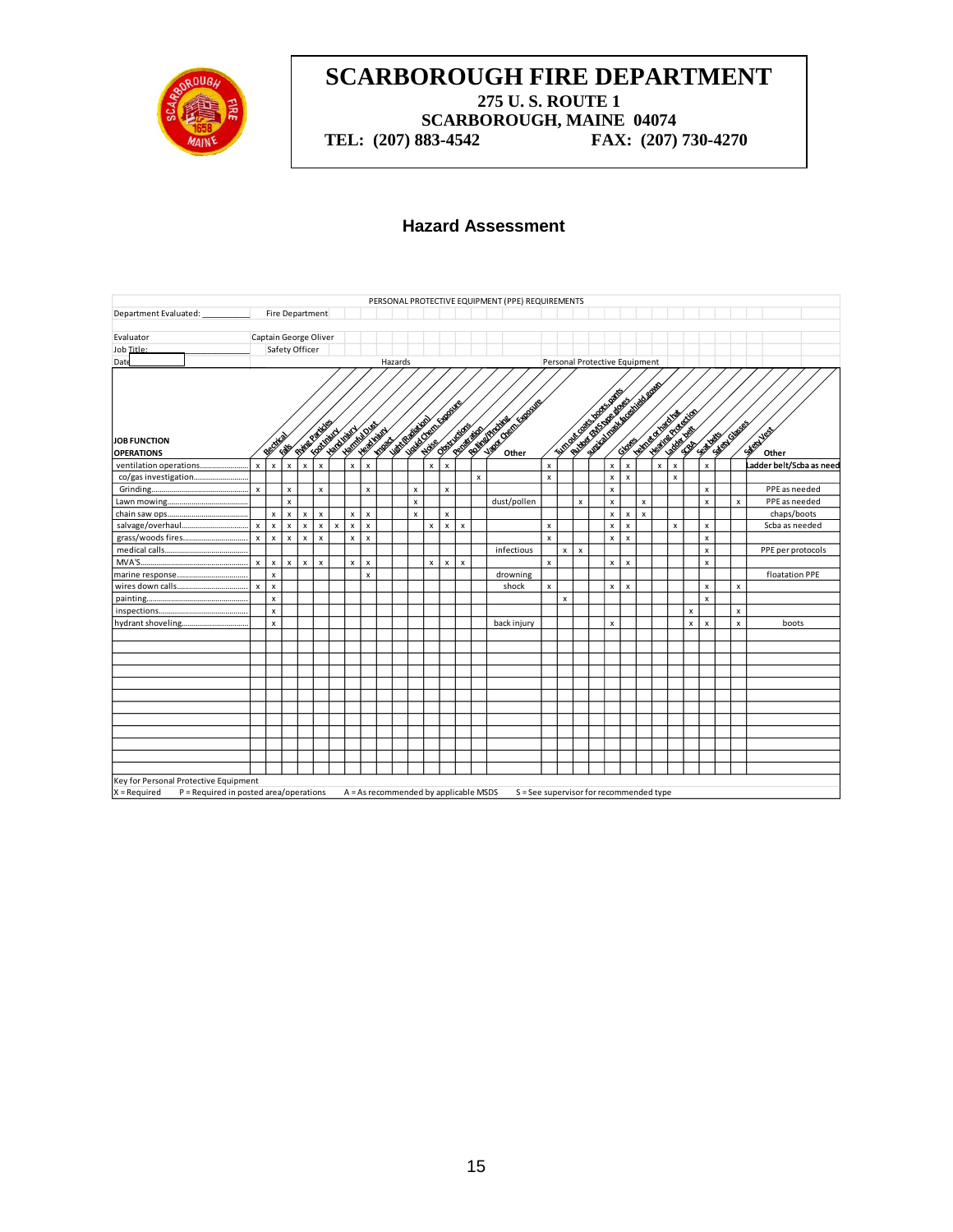# SCARBOROUGH FIRE DEPARTMENT

**275 U. S. ROUTE 1**
**SCARBOROUGH, MAINE 04074**
**TEL: (207) 883-4542 FAX: (207) 730-4270**

## Hazard Assessment

PERSONAL PROTECTIVE EQUIPMENT (PPE) REQUIREMENTS

Department Evaluated: Fire Department

Evaluator: Captain George Oliver

Job Title: Safety Officer

Date:

| JOB FUNCTION OPERATIONS | Hazards | | | | | | | | | | | | | | | | Personal Protective Equipment | | | | | | | | | | | | | |
|---|---|---|---|---|---|---|---|---|---|---|---|---|---|---|---|---|---|---|---|---|---|---|---|---|---|---|---|---|---|---|
| | Electrical | Falls | Flying Particles | Foot Injury | Hand Injury | Harmful Dust | Head Injury | Impact | Light (Radiation) | Liquid Chem Exposure | Noise | Obstructions | Penetration | Rolling/Pinching | Vapor Chem Exposure | Other | Turn out coats, boots, pants | Rubber EMS type gloves | surgical mask/faceshield/gown | | Gloves | helmet or hard hat | Hearing Protection | Ladder belt | SCBA | Seat belts | Safety Glasses | | Safety Vest | Other |
| ventilation operations | x | x | x | x | x | | x | x | | | | x | x | | | | x | | | | x | x | | x | x | | x | | | Ladder belt/Scba as need |
| co/gas investigation | | | | | | | | | | | | | | | x | | x | | | | x | x | | | x | | | | | |
| Grinding | x | | x | | x | | | x | | | x | | x | | | | | | | | x | | | | | | x | | | PPE as needed |
| Lawn mowing | | | x | | | | | | | | x | | | | | dust/pollen | | | x | | x | | x | | | | x | | x | PPE as needed |
| chain saw ops | | x | x | x | x | | x | x | | | x | | x | | | | | | | | x | x | x | | | | | | | chaps/boots |
| salvage/overhaul | x | x | x | x | x | x | x | x | | | | x | x | x | | | x | | | | x | x | | | x | | x | | | Scba as needed |
| grass/woods fires | x | x | x | x | x | | x | x | | | | | | | | | x | | | | x | x | | | | | x | | | |
| medical calls | | | | | | | | | | | | | | | | infectious | | x | x | | | | | | | | x | | | PPE per protocols |
| MVA'S | x | x | x | x | x | | x | x | | | | x | x | x | | | x | | | | x | x | | | | | x | | | |
| marine response | | x | | | | | | x | | | | | | | | drowning | | | | | | | | | | | | | | floatation PPE |
| wires down calls | x | x | | | | | | | | | | | | | | shock | x | | | | x | x | | | | | x | | x | |
| painting | | x | | | | | | | | | | | | | | | | x | | | | | | | | | x | | | |
| inspections | | x | | | | | | | | | | | | | | | | | | | | | | | | x | | | x | |
| hydrant shoveling | | x | | | | | | | | | | | | | | back injury | | | | | x | | | | | x | x | | x | boots |

Key for Personal Protective Equipment

X = Required  P = Required in posted area/operations  A = As recommended by applicable MSDS  S = See supervisor for recommended type